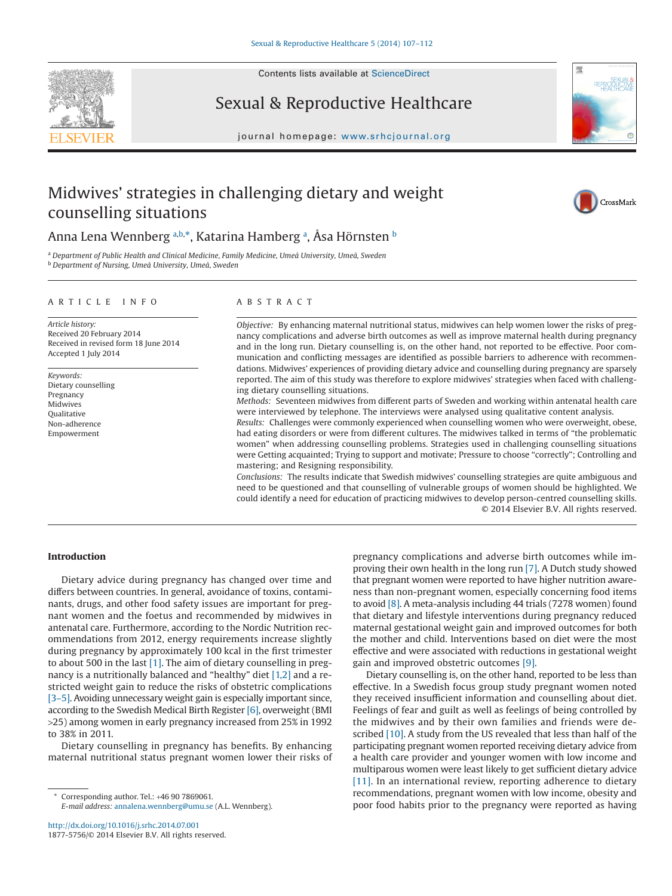# Midwives' strategies in challenging dietary and weight counselling situations

Anna Lena Wennberg [a,b,*], Katarina Hamberg [a], Åsa Hörnsten [b]

[a] Department of Public Health and Clinical Medicine, Family Medicine, Umeå University, Umeå, Sweden
[b] Department of Nursing, Umeå University, Umeå, Sweden

## ARTICLE INFO

*Article history:*
Received 20 February 2014
Received in revised form 18 June 2014
Accepted 1 July 2014

*Keywords:*
Dietary counselling
Pregnancy
Midwives
Qualitative
Non-adherence
Empowerment

## ABSTRACT

*Objective:* By enhancing maternal nutritional status, midwives can help women lower the risks of pregnancy complications and adverse birth outcomes as well as improve maternal health during pregnancy and in the long run. Dietary counselling is, on the other hand, not reported to be effective. Poor communication and conflicting messages are identified as possible barriers to adherence with recommendations. Midwives' experiences of providing dietary advice and counselling during pregnancy are sparsely reported. The aim of this study was therefore to explore midwives' strategies when faced with challenging dietary counselling situations.

*Methods:* Seventeen midwives from different parts of Sweden and working within antenatal health care were interviewed by telephone. The interviews were analysed using qualitative content analysis.

*Results:* Challenges were commonly experienced when counselling women who were overweight, obese, had eating disorders or were from different cultures. The midwives talked in terms of "the problematic women" when addressing counselling problems. Strategies used in challenging counselling situations were Getting acquainted; Trying to support and motivate; Pressure to choose "correctly"; Controlling and mastering; and Resigning responsibility.

*Conclusions:* The results indicate that Swedish midwives' counselling strategies are quite ambiguous and need to be questioned and that counselling of vulnerable groups of women should be highlighted. We could identify a need for education of practicing midwives to develop person-centred counselling skills.

© 2014 Elsevier B.V. All rights reserved.

## Introduction

Dietary advice during pregnancy has changed over time and differs between countries. In general, avoidance of toxins, contaminants, drugs, and other food safety issues are important for pregnant women and the foetus and recommended by midwives in antenatal care. Furthermore, according to the Nordic Nutrition recommendations from 2012, energy requirements increase slightly during pregnancy by approximately 100 kcal in the first trimester to about 500 in the last [1]. The aim of dietary counselling in pregnancy is a nutritionally balanced and "healthy" diet [1,2] and a restricted weight gain to reduce the risks of obstetric complications [3–5]. Avoiding unnecessary weight gain is especially important since, according to the Swedish Medical Birth Register [6], overweight (BMI >25) among women in early pregnancy increased from 25% in 1992 to 38% in 2011.

Dietary counselling in pregnancy has benefits. By enhancing maternal nutritional status pregnant women lower their risks of pregnancy complications and adverse birth outcomes while improving their own health in the long run [7]. A Dutch study showed that pregnant women were reported to have higher nutrition awareness than non-pregnant women, especially concerning food items to avoid [8]. A meta-analysis including 44 trials (7278 women) found that dietary and lifestyle interventions during pregnancy reduced maternal gestational weight gain and improved outcomes for both the mother and child. Interventions based on diet were the most effective and were associated with reductions in gestational weight gain and improved obstetric outcomes [9].

Dietary counselling is, on the other hand, reported to be less than effective. In a Swedish focus group study pregnant women noted they received insufficient information and counselling about diet. Feelings of fear and guilt as well as feelings of being controlled by the midwives and by their own families and friends were described [10]. A study from the US revealed that less than half of the participating pregnant women reported receiving dietary advice from a health care provider and younger women with low income and multiparous women were least likely to get sufficient dietary advice [11]. In an international review, reporting adherence to dietary recommendations, pregnant women with low income, obesity and poor food habits prior to the pregnancy were reported as having

* Corresponding author. Tel.: +46 90 7869061.
*E-mail address:* annalena.wennberg@umu.se (A.L. Wennberg).

http://dx.doi.org/10.1016/j.srhc.2014.07.001
1877-5756/© 2014 Elsevier B.V. All rights reserved.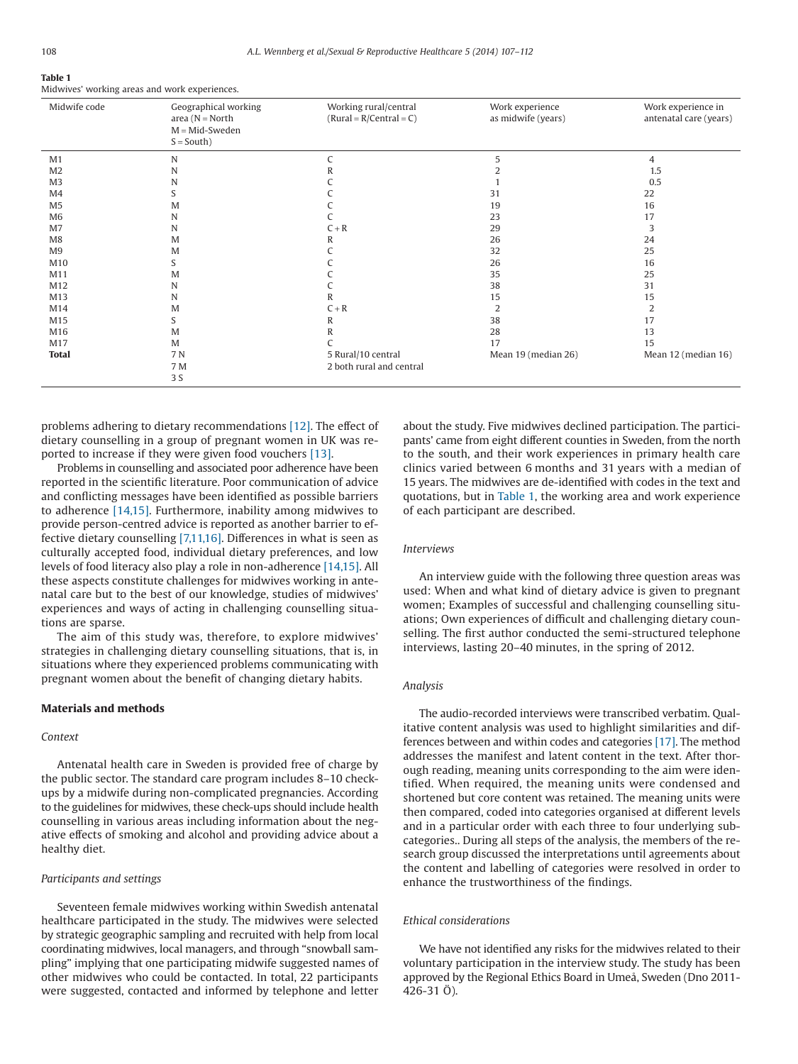**Table 1**
Midwives' working areas and work experiences.

| Midwife code | Geographical working area (N = North M = Mid-Sweden S = South) | Working rural/central (Rural = R/Central = C) | Work experience as midwife (years) | Work experience in antenatal care (years) |
|---|---|---|---|---|
| M1 | N | C | 5 | 4 |
| M2 | N | R | 2 | 1.5 |
| M3 | N | C | 1 | 0.5 |
| M4 | S | C | 31 | 22 |
| M5 | M | C | 19 | 16 |
| M6 | N | C | 23 | 17 |
| M7 | N | C + R | 29 | 3 |
| M8 | M | R | 26 | 24 |
| M9 | M | C | 32 | 25 |
| M10 | S | C | 26 | 16 |
| M11 | M | C | 35 | 25 |
| M12 | N | C | 38 | 31 |
| M13 | N | R | 15 | 15 |
| M14 | M | C + R | 2 | 2 |
| M15 | S | R | 38 | 17 |
| M16 | M | R | 28 | 13 |
| M17 | M | C | 17 | 15 |
| **Total** | 7 N<br>7 M<br>3 S | 5 Rural/10 central<br>2 both rural and central | Mean 19 (median 26) | Mean 12 (median 16) |

problems adhering to dietary recommendations [12]. The effect of dietary counselling in a group of pregnant women in UK was reported to increase if they were given food vouchers [13].

Problems in counselling and associated poor adherence have been reported in the scientific literature. Poor communication of advice and conflicting messages have been identified as possible barriers to adherence [14,15]. Furthermore, inability among midwives to provide person-centred advice is reported as another barrier to effective dietary counselling [7,11,16]. Differences in what is seen as culturally accepted food, individual dietary preferences, and low levels of food literacy also play a role in non-adherence [14,15]. All these aspects constitute challenges for midwives working in antenatal care but to the best of our knowledge, studies of midwives' experiences and ways of acting in challenging counselling situations are sparse.

The aim of this study was, therefore, to explore midwives' strategies in challenging dietary counselling situations, that is, in situations where they experienced problems communicating with pregnant women about the benefit of changing dietary habits.

## Materials and methods

### *Context*

Antenatal health care in Sweden is provided free of charge by the public sector. The standard care program includes 8–10 check-ups by a midwife during non-complicated pregnancies. According to the guidelines for midwives, these check-ups should include health counselling in various areas including information about the negative effects of smoking and alcohol and providing advice about a healthy diet.

### *Participants and settings*

Seventeen female midwives working within Swedish antenatal healthcare participated in the study. The midwives were selected by strategic geographic sampling and recruited with help from local coordinating midwives, local managers, and through "snowball sampling" implying that one participating midwife suggested names of other midwives who could be contacted. In total, 22 participants were suggested, contacted and informed by telephone and letter about the study. Five midwives declined participation. The participants' came from eight different counties in Sweden, from the north to the south, and their work experiences in primary health care clinics varied between 6 months and 31 years with a median of 15 years. The midwives are de-identified with codes in the text and quotations, but in Table 1, the working area and work experience of each participant are described.

### *Interviews*

An interview guide with the following three question areas was used: When and what kind of dietary advice is given to pregnant women; Examples of successful and challenging counselling situations; Own experiences of difficult and challenging dietary counselling. The first author conducted the semi-structured telephone interviews, lasting 20–40 minutes, in the spring of 2012.

### *Analysis*

The audio-recorded interviews were transcribed verbatim. Qualitative content analysis was used to highlight similarities and differences between and within codes and categories [17]. The method addresses the manifest and latent content in the text. After thorough reading, meaning units corresponding to the aim were identified. When required, the meaning units were condensed and shortened but core content was retained. The meaning units were then compared, coded into categories organised at different levels and in a particular order with each three to four underlying subcategories.. During all steps of the analysis, the members of the research group discussed the interpretations until agreements about the content and labelling of categories were resolved in order to enhance the trustworthiness of the findings.

### *Ethical considerations*

We have not identified any risks for the midwives related to their voluntary participation in the interview study. The study has been approved by the Regional Ethics Board in Umeå, Sweden (Dno 2011-426-31 Ö).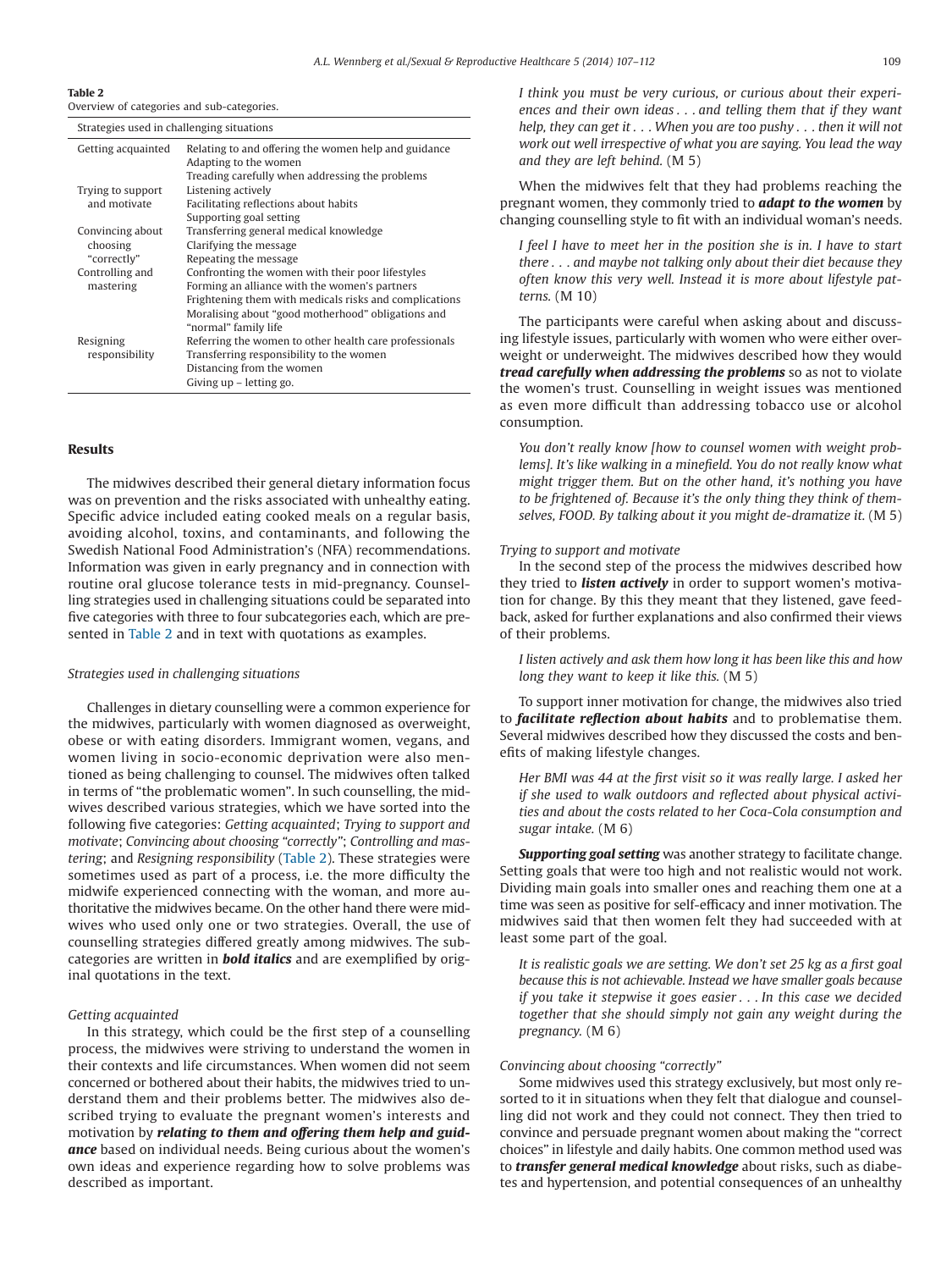**Table 2**
Overview of categories and sub-categories.

| Strategies used in challenging situations | |
|---|---|
| Getting acquainted | Relating to and offering the women help and guidance |
| | Adapting to the women |
| | Treading carefully when addressing the problems |
| Trying to support and motivate | Listening actively |
| | Facilitating reflections about habits |
| | Supporting goal setting |
| Convincing about choosing "correctly" | Transferring general medical knowledge |
| | Clarifying the message |
| | Repeating the message |
| Controlling and mastering | Confronting the women with their poor lifestyles |
| | Forming an alliance with the women's partners |
| | Frightening them with medicals risks and complications |
| | Moralising about "good motherhood" obligations and "normal" family life |
| Resigning responsibility | Referring the women to other health care professionals |
| | Transferring responsibility to the women |
| | Distancing from the women |
| | Giving up – letting go. |

## Results

The midwives described their general dietary information focus was on prevention and the risks associated with unhealthy eating. Specific advice included eating cooked meals on a regular basis, avoiding alcohol, toxins, and contaminants, and following the Swedish National Food Administration's (NFA) recommendations. Information was given in early pregnancy and in connection with routine oral glucose tolerance tests in mid-pregnancy. Counselling strategies used in challenging situations could be separated into five categories with three to four subcategories each, which are presented in Table 2 and in text with quotations as examples.

### *Strategies used in challenging situations*

Challenges in dietary counselling were a common experience for the midwives, particularly with women diagnosed as overweight, obese or with eating disorders. Immigrant women, vegans, and women living in socio-economic deprivation were also mentioned as being challenging to counsel. The midwives often talked in terms of "the problematic women". In such counselling, the midwives described various strategies, which we have sorted into the following five categories: *Getting acquainted*; *Trying to support and motivate*; *Convincing about choosing "correctly"*; *Controlling and mastering*; and *Resigning responsibility* (Table 2). These strategies were sometimes used as part of a process, i.e. the more difficulty the midwife experienced connecting with the woman, and more authoritative the midwives became. On the other hand there were midwives who used only one or two strategies. Overall, the use of counselling strategies differed greatly among midwives. The subcategories are written in ***bold italics*** and are exemplified by original quotations in the text.

#### *Getting acquainted*

In this strategy, which could be the first step of a counselling process, the midwives were striving to understand the women in their contexts and life circumstances. When women did not seem concerned or bothered about their habits, the midwives tried to understand them and their problems better. The midwives also described trying to evaluate the pregnant women's interests and motivation by ***relating to them and offering them help and guidance*** based on individual needs. Being curious about the women's own ideas and experience regarding how to solve problems was described as important.

> *I think you must be very curious, or curious about their experiences and their own ideas . . . and telling them that if they want help, they can get it . . . When you are too pushy . . . then it will not work out well irrespective of what you are saying. You lead the way and they are left behind.* (M 5)

When the midwives felt that they had problems reaching the pregnant women, they commonly tried to ***adapt to the women*** by changing counselling style to fit with an individual woman's needs.

> *I feel I have to meet her in the position she is in. I have to start there . . . and maybe not talking only about their diet because they often know this very well. Instead it is more about lifestyle patterns.* (M 10)

The participants were careful when asking about and discussing lifestyle issues, particularly with women who were either overweight or underweight. The midwives described how they would ***tread carefully when addressing the problems*** so as not to violate the women's trust. Counselling in weight issues was mentioned as even more difficult than addressing tobacco use or alcohol consumption.

> *You don't really know [how to counsel women with weight problems]. It's like walking in a minefield. You do not really know what might trigger them. But on the other hand, it's nothing you have to be frightened of. Because it's the only thing they think of themselves, FOOD. By talking about it you might de-dramatize it.* (M 5)

#### *Trying to support and motivate*

In the second step of the process the midwives described how they tried to ***listen actively*** in order to support women's motivation for change. By this they meant that they listened, gave feedback, asked for further explanations and also confirmed their views of their problems.

> *I listen actively and ask them how long it has been like this and how long they want to keep it like this.* (M 5)

To support inner motivation for change, the midwives also tried to ***facilitate reflection about habits*** and to problematise them. Several midwives described how they discussed the costs and benefits of making lifestyle changes.

> *Her BMI was 44 at the first visit so it was really large. I asked her if she used to walk outdoors and reflected about physical activities and about the costs related to her Coca-Cola consumption and sugar intake.* (M 6)

***Supporting goal setting*** was another strategy to facilitate change. Setting goals that were too high and not realistic would not work. Dividing main goals into smaller ones and reaching them one at a time was seen as positive for self-efficacy and inner motivation. The midwives said that then women felt they had succeeded with at least some part of the goal.

> *It is realistic goals we are setting. We don't set 25 kg as a first goal because this is not achievable. Instead we have smaller goals because if you take it stepwise it goes easier . . . In this case we decided together that she should simply not gain any weight during the pregnancy.* (M 6)

#### *Convincing about choosing "correctly"*

Some midwives used this strategy exclusively, but most only resorted to it in situations when they felt that dialogue and counselling did not work and they could not connect. They then tried to convince and persuade pregnant women about making the "correct choices" in lifestyle and daily habits. One common method used was to ***transfer general medical knowledge*** about risks, such as diabetes and hypertension, and potential consequences of an unhealthy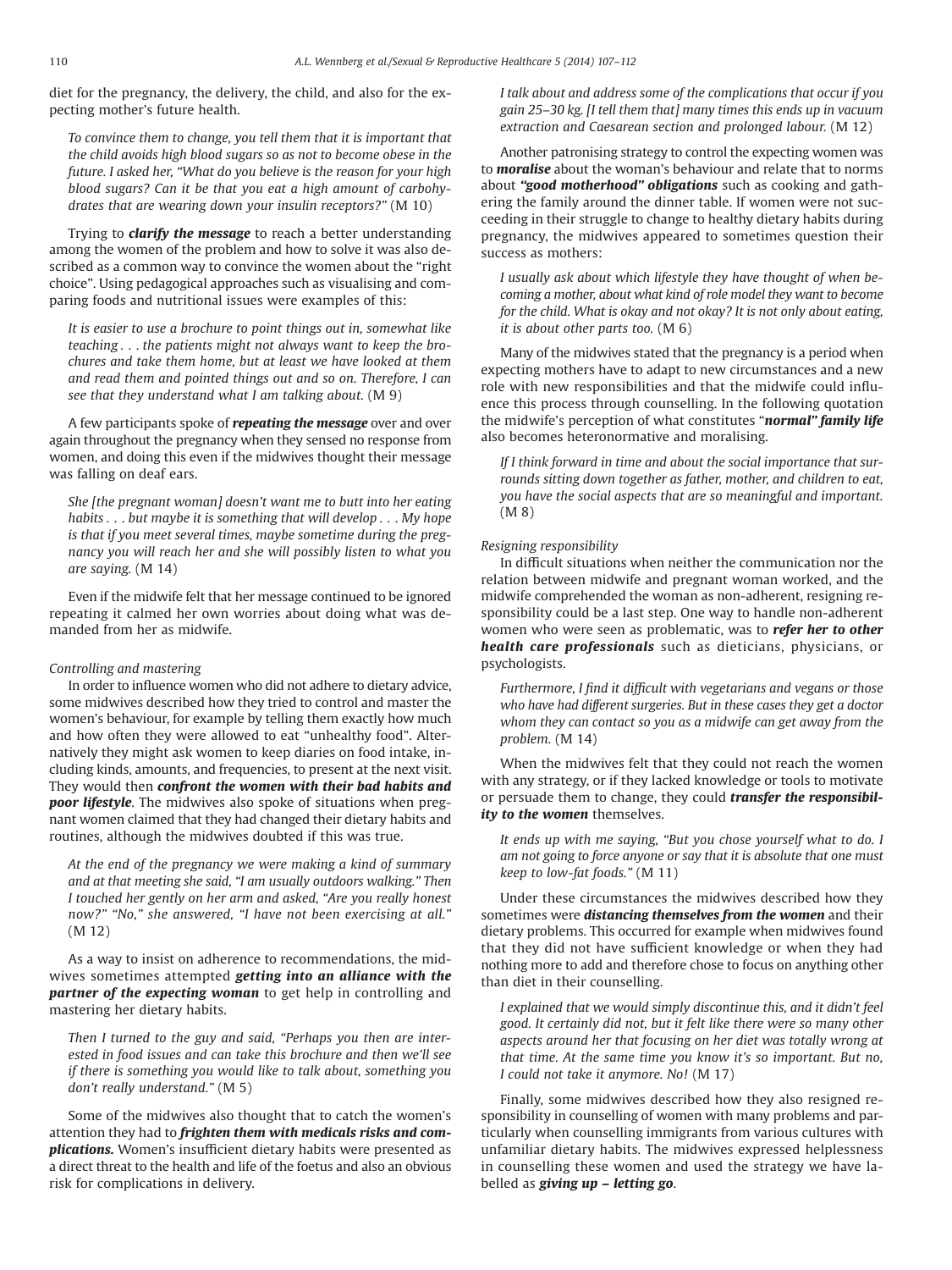diet for the pregnancy, the delivery, the child, and also for the expecting mother's future health.

*To convince them to change, you tell them that it is important that the child avoids high blood sugars so as not to become obese in the future. I asked her, "What do you believe is the reason for your high blood sugars? Can it be that you eat a high amount of carbohydrates that are wearing down your insulin receptors?"* (M 10)

Trying to ***clarify the message*** to reach a better understanding among the women of the problem and how to solve it was also described as a common way to convince the women about the "right choice". Using pedagogical approaches such as visualising and comparing foods and nutritional issues were examples of this:

*It is easier to use a brochure to point things out in, somewhat like teaching . . . the patients might not always want to keep the brochures and take them home, but at least we have looked at them and read them and pointed things out and so on. Therefore, I can see that they understand what I am talking about.* (M 9)

A few participants spoke of ***repeating the message*** over and over again throughout the pregnancy when they sensed no response from women, and doing this even if the midwives thought their message was falling on deaf ears.

*She [the pregnant woman] doesn't want me to butt into her eating habits . . . but maybe it is something that will develop . . . My hope is that if you meet several times, maybe sometime during the pregnancy you will reach her and she will possibly listen to what you are saying.* (M 14)

Even if the midwife felt that her message continued to be ignored repeating it calmed her own worries about doing what was demanded from her as midwife.

*Controlling and mastering*

In order to influence women who did not adhere to dietary advice, some midwives described how they tried to control and master the women's behaviour, for example by telling them exactly how much and how often they were allowed to eat "unhealthy food". Alternatively they might ask women to keep diaries on food intake, including kinds, amounts, and frequencies, to present at the next visit. They would then ***confront the women with their bad habits and poor lifestyle***. The midwives also spoke of situations when pregnant women claimed that they had changed their dietary habits and routines, although the midwives doubted if this was true.

*At the end of the pregnancy we were making a kind of summary and at that meeting she said, "I am usually outdoors walking." Then I touched her gently on her arm and asked, "Are you really honest now?" "No," she answered, "I have not been exercising at all."* (M 12)

As a way to insist on adherence to recommendations, the midwives sometimes attempted ***getting into an alliance with the partner of the expecting woman*** to get help in controlling and mastering her dietary habits.

*Then I turned to the guy and said, "Perhaps you then are interested in food issues and can take this brochure and then we'll see if there is something you would like to talk about, something you don't really understand."* (M 5)

Some of the midwives also thought that to catch the women's attention they had to ***frighten them with medicals risks and complications.*** Women's insufficient dietary habits were presented as a direct threat to the health and life of the foetus and also an obvious risk for complications in delivery.

*I talk about and address some of the complications that occur if you gain 25–30 kg. [I tell them that] many times this ends up in vacuum extraction and Caesarean section and prolonged labour.* (M 12)

Another patronising strategy to control the expecting women was to ***moralise*** about the woman's behaviour and relate that to norms about ***"good motherhood" obligations*** such as cooking and gathering the family around the dinner table. If women were not succeeding in their struggle to change to healthy dietary habits during pregnancy, the midwives appeared to sometimes question their success as mothers:

*I usually ask about which lifestyle they have thought of when becoming a mother, about what kind of role model they want to become for the child. What is okay and not okay? It is not only about eating, it is about other parts too.* (M 6)

Many of the midwives stated that the pregnancy is a period when expecting mothers have to adapt to new circumstances and a new role with new responsibilities and that the midwife could influence this process through counselling. In the following quotation the midwife's perception of what constitutes "***normal" family life*** also becomes heteronormative and moralising.

*If I think forward in time and about the social importance that surrounds sitting down together as father, mother, and children to eat, you have the social aspects that are so meaningful and important.* (M 8)

*Resigning responsibility*

In difficult situations when neither the communication nor the relation between midwife and pregnant woman worked, and the midwife comprehended the woman as non-adherent, resigning responsibility could be a last step. One way to handle non-adherent women who were seen as problematic, was to ***refer her to other health care professionals*** such as dieticians, physicians, or psychologists.

*Furthermore, I find it difficult with vegetarians and vegans or those who have had different surgeries. But in these cases they get a doctor whom they can contact so you as a midwife can get away from the problem.* (M 14)

When the midwives felt that they could not reach the women with any strategy, or if they lacked knowledge or tools to motivate or persuade them to change, they could ***transfer the responsibility to the women*** themselves.

*It ends up with me saying, "But you chose yourself what to do. I am not going to force anyone or say that it is absolute that one must keep to low-fat foods."* (M 11)

Under these circumstances the midwives described how they sometimes were ***distancing themselves from the women*** and their dietary problems. This occurred for example when midwives found that they did not have sufficient knowledge or when they had nothing more to add and therefore chose to focus on anything other than diet in their counselling.

*I explained that we would simply discontinue this, and it didn't feel good. It certainly did not, but it felt like there were so many other aspects around her that focusing on her diet was totally wrong at that time. At the same time you know it's so important. But no, I could not take it anymore. No!* (M 17)

Finally, some midwives described how they also resigned responsibility in counselling of women with many problems and particularly when counselling immigrants from various cultures with unfamiliar dietary habits. The midwives expressed helplessness in counselling these women and used the strategy we have labelled as ***giving up – letting go***.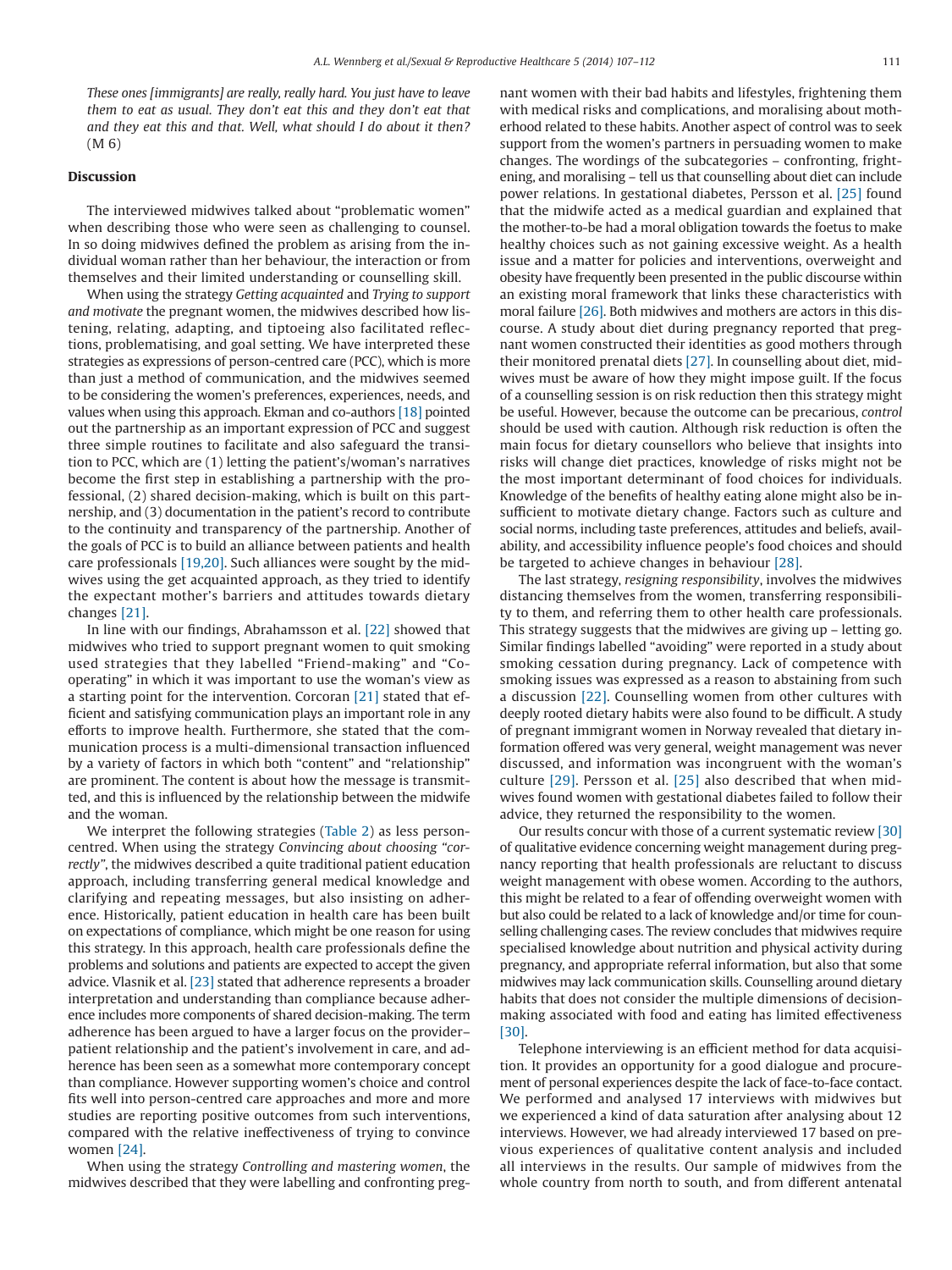*These ones [immigrants] are really, really hard. You just have to leave them to eat as usual. They don't eat this and they don't eat that and they eat this and that. Well, what should I do about it then?* (M 6)

## Discussion

The interviewed midwives talked about "problematic women" when describing those who were seen as challenging to counsel. In so doing midwives defined the problem as arising from the individual woman rather than her behaviour, the interaction or from themselves and their limited understanding or counselling skill.

When using the strategy *Getting acquainted* and *Trying to support and motivate* the pregnant women, the midwives described how listening, relating, adapting, and tiptoeing also facilitated reflections, problematising, and goal setting. We have interpreted these strategies as expressions of person-centred care (PCC), which is more than just a method of communication, and the midwives seemed to be considering the women's preferences, experiences, needs, and values when using this approach. Ekman and co-authors [18] pointed out the partnership as an important expression of PCC and suggest three simple routines to facilitate and also safeguard the transition to PCC, which are (1) letting the patient's/woman's narratives become the first step in establishing a partnership with the professional, (2) shared decision-making, which is built on this partnership, and (3) documentation in the patient's record to contribute to the continuity and transparency of the partnership. Another of the goals of PCC is to build an alliance between patients and health care professionals [19,20]. Such alliances were sought by the midwives using the get acquainted approach, as they tried to identify the expectant mother's barriers and attitudes towards dietary changes [21].

In line with our findings, Abrahamsson et al. [22] showed that midwives who tried to support pregnant women to quit smoking used strategies that they labelled "Friend-making" and "Co-operating" in which it was important to use the woman's view as a starting point for the intervention. Corcoran [21] stated that efficient and satisfying communication plays an important role in any efforts to improve health. Furthermore, she stated that the communication process is a multi-dimensional transaction influenced by a variety of factors in which both "content" and "relationship" are prominent. The content is about how the message is transmitted, and this is influenced by the relationship between the midwife and the woman.

We interpret the following strategies (Table 2) as less person-centred. When using the strategy *Convincing about choosing "correctly"*, the midwives described a quite traditional patient education approach, including transferring general medical knowledge and clarifying and repeating messages, but also insisting on adherence. Historically, patient education in health care has been built on expectations of compliance, which might be one reason for using this strategy. In this approach, health care professionals define the problems and solutions and patients are expected to accept the given advice. Vlasnik et al. [23] stated that adherence represents a broader interpretation and understanding than compliance because adherence includes more components of shared decision-making. The term adherence has been argued to have a larger focus on the provider–patient relationship and the patient's involvement in care, and adherence has been seen as a somewhat more contemporary concept than compliance. However supporting women's choice and control fits well into person-centred care approaches and more and more studies are reporting positive outcomes from such interventions, compared with the relative ineffectiveness of trying to convince women [24].

When using the strategy *Controlling and mastering women*, the midwives described that they were labelling and confronting pregnant women with their bad habits and lifestyles, frightening them with medical risks and complications, and moralising about motherhood related to these habits. Another aspect of control was to seek support from the women's partners in persuading women to make changes. The wordings of the subcategories – confronting, frightening, and moralising – tell us that counselling about diet can include power relations. In gestational diabetes, Persson et al. [25] found that the midwife acted as a medical guardian and explained that the mother-to-be had a moral obligation towards the foetus to make healthy choices such as not gaining excessive weight. As a health issue and a matter for policies and interventions, overweight and obesity have frequently been presented in the public discourse within an existing moral framework that links these characteristics with moral failure [26]. Both midwives and mothers are actors in this discourse. A study about diet during pregnancy reported that pregnant women constructed their identities as good mothers through their monitored prenatal diets [27]. In counselling about diet, midwives must be aware of how they might impose guilt. If the focus of a counselling session is on risk reduction then this strategy might be useful. However, because the outcome can be precarious, *control* should be used with caution. Although risk reduction is often the main focus for dietary counsellors who believe that insights into risks will change diet practices, knowledge of risks might not be the most important determinant of food choices for individuals. Knowledge of the benefits of healthy eating alone might also be insufficient to motivate dietary change. Factors such as culture and social norms, including taste preferences, attitudes and beliefs, availability, and accessibility influence people's food choices and should be targeted to achieve changes in behaviour [28].

The last strategy, *resigning responsibility*, involves the midwives distancing themselves from the women, transferring responsibility to them, and referring them to other health care professionals. This strategy suggests that the midwives are giving up – letting go. Similar findings labelled "avoiding" were reported in a study about smoking cessation during pregnancy. Lack of competence with smoking issues was expressed as a reason to abstaining from such a discussion [22]. Counselling women from other cultures with deeply rooted dietary habits were also found to be difficult. A study of pregnant immigrant women in Norway revealed that dietary information offered was very general, weight management was never discussed, and information was incongruent with the woman's culture [29]. Persson et al. [25] also described that when midwives found women with gestational diabetes failed to follow their advice, they returned the responsibility to the women.

Our results concur with those of a current systematic review [30] of qualitative evidence concerning weight management during pregnancy reporting that health professionals are reluctant to discuss weight management with obese women. According to the authors, this might be related to a fear of offending overweight women with but also could be related to a lack of knowledge and/or time for counselling challenging cases. The review concludes that midwives require specialised knowledge about nutrition and physical activity during pregnancy, and appropriate referral information, but also that some midwives may lack communication skills. Counselling around dietary habits that does not consider the multiple dimensions of decision-making associated with food and eating has limited effectiveness [30].

Telephone interviewing is an efficient method for data acquisition. It provides an opportunity for a good dialogue and procurement of personal experiences despite the lack of face-to-face contact. We performed and analysed 17 interviews with midwives but we experienced a kind of data saturation after analysing about 12 interviews. However, we had already interviewed 17 based on previous experiences of qualitative content analysis and included all interviews in the results. Our sample of midwives from the whole country from north to south, and from different antenatal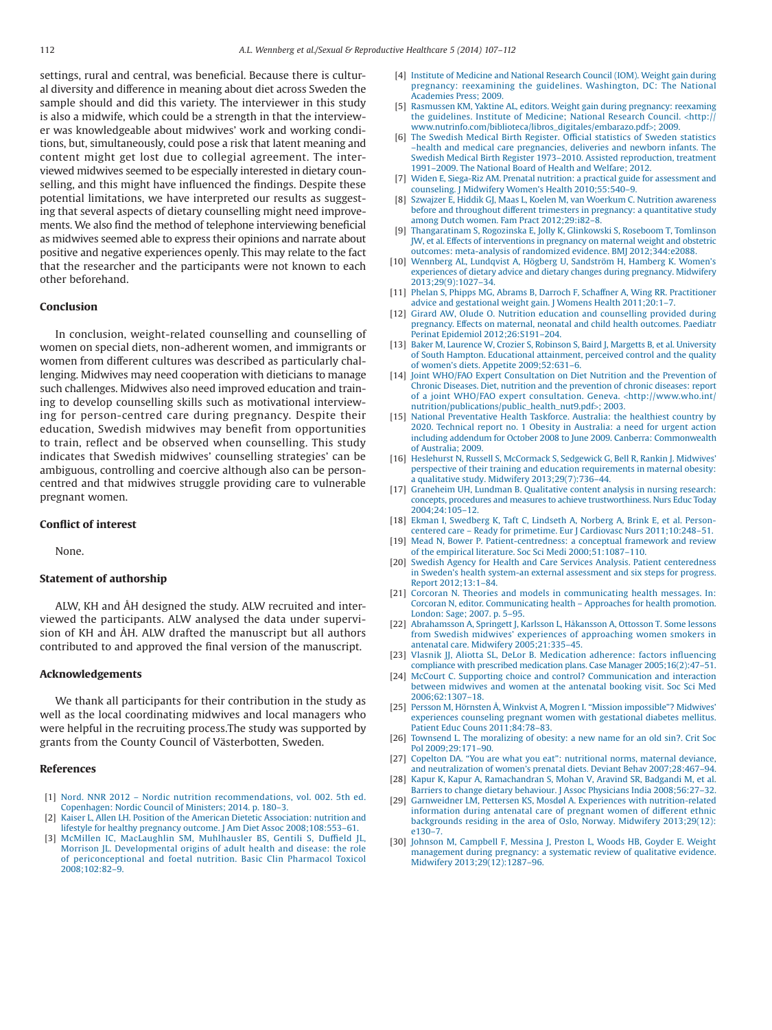settings, rural and central, was beneficial. Because there is cultural diversity and difference in meaning about diet across Sweden the sample should and did this variety. The interviewer in this study is also a midwife, which could be a strength in that the interviewer was knowledgeable about midwives' work and working conditions, but, simultaneously, could pose a risk that latent meaning and content might get lost due to collegial agreement. The interviewed midwives seemed to be especially interested in dietary counselling, and this might have influenced the findings. Despite these potential limitations, we have interpreted our results as suggesting that several aspects of dietary counselling might need improvements. We also find the method of telephone interviewing beneficial as midwives seemed able to express their opinions and narrate about positive and negative experiences openly. This may relate to the fact that the researcher and the participants were not known to each other beforehand.

## Conclusion

In conclusion, weight-related counselling and counselling of women on special diets, non-adherent women, and immigrants or women from different cultures was described as particularly challenging. Midwives may need cooperation with dieticians to manage such challenges. Midwives also need improved education and training to develop counselling skills such as motivational interviewing for person-centred care during pregnancy. Despite their education, Swedish midwives may benefit from opportunities to train, reflect and be observed when counselling. This study indicates that Swedish midwives' counselling strategies' can be ambiguous, controlling and coercive although also can be person-centred and that midwives struggle providing care to vulnerable pregnant women.

## Conflict of interest

None.

## Statement of authorship

ALW, KH and ÅH designed the study. ALW recruited and interviewed the participants. ALW analysed the data under supervision of KH and ÅH. ALW drafted the manuscript but all authors contributed to and approved the final version of the manuscript.

## Acknowledgements

We thank all participants for their contribution in the study as well as the local coordinating midwives and local managers who were helpful in the recruiting process.The study was supported by grants from the County Council of Västerbotten, Sweden.

## References

[1] Nord. NNR 2012 – Nordic nutrition recommendations, vol. 002. 5th ed. Copenhagen: Nordic Council of Ministers; 2014. p. 180–3.

[2] Kaiser L, Allen LH. Position of the American Dietetic Association: nutrition and lifestyle for healthy pregnancy outcome. J Am Diet Assoc 2008;108:553–61.

[3] McMillen IC, MacLaughlin SM, Muhlhausler BS, Gentili S, Duffield JL, Morrison JL. Developmental origins of adult health and disease: the role of periconceptional and foetal nutrition. Basic Clin Pharmacol Toxicol 2008;102:82–9.

[4] Institute of Medicine and National Research Council (IOM). Weight gain during pregnancy: reexamining the guidelines. Washington, DC: The National Academies Press; 2009.

[5] Rasmussen KM, Yaktine AL, editors. Weight gain during pregnancy: reexaming the guidelines. Institute of Medicine; National Research Council. <http://www.nutrinfo.com/biblioteca/libros_digitales/embarazo.pdf>; 2009.

[6] The Swedish Medical Birth Register. Official statistics of Sweden statistics –health and medical care pregnancies, deliveries and newborn infants. The Swedish Medical Birth Register 1973–2010. Assisted reproduction, treatment 1991–2009. The National Board of Health and Welfare; 2012.

[7] Widen E, Siega-Riz AM. Prenatal nutrition: a practical guide for assessment and counseling. J Midwifery Women's Health 2010;55:540–9.

[8] Szwajzer E, Hiddik GJ, Maas L, Koelen M, van Woerkum C. Nutrition awareness before and throughout different trimesters in pregnancy: a quantitative study among Dutch women. Fam Pract 2012;29:i82–8.

[9] Thangaratinam S, Rogozinska E, Jolly K, Glinkowski S, Roseboom T, Tomlinson JW, et al. Effects of interventions in pregnancy on maternal weight and obstetric outcomes: meta-analysis of randomized evidence. BMJ 2012;344:e2088.

[10] Wennberg AL, Lundqvist A, Högberg U, Sandström H, Hamberg K. Women's experiences of dietary advice and dietary changes during pregnancy. Midwifery 2013;29(9):1027–34.

[11] Phelan S, Phipps MG, Abrams B, Darroch F, Schaffner A, Wing RR. Practitioner advice and gestational weight gain. J Womens Health 2011;20:1–7.

[12] Girard AW, Olude O. Nutrition education and counselling provided during pregnancy. Effects on maternal, neonatal and child health outcomes. Paediatr Perinat Epidemiol 2012;26:S191–204.

[13] Baker M, Laurence W, Crozier S, Robinson S, Baird J, Margetts B, et al. University of South Hampton. Educational attainment, perceived control and the quality of women's diets. Appetite 2009;52:631–6.

[14] Joint WHO/FAO Expert Consultation on Diet Nutrition and the Prevention of Chronic Diseases. Diet, nutrition and the prevention of chronic diseases: report of a joint WHO/FAO expert consultation. Geneva. <http://www.who.int/nutrition/publications/public_health_nut9.pdf>; 2003.

[15] National Preventative Health Taskforce. Australia: the healthiest country by 2020. Technical report no. 1 Obesity in Australia: a need for urgent action including addendum for October 2008 to June 2009. Canberra: Commonwealth of Australia; 2009.

[16] Heslehurst N, Russell S, McCormack S, Sedgewick G, Bell R, Rankin J. Midwives' perspective of their training and education requirements in maternal obesity: a qualitative study. Midwifery 2013;29(7):736–44.

[17] Graneheim UH, Lundman B. Qualitative content analysis in nursing research: concepts, procedures and measures to achieve trustworthiness. Nurs Educ Today 2004;24:105–12.

[18] Ekman I, Swedberg K, Taft C, Lindseth A, Norberg A, Brink E, et al. Person-centered care – Ready for primetime. Eur J Cardiovasc Nurs 2011;10:248–51.

[19] Mead N, Bower P. Patient-centredness: a conceptual framework and review of the empirical literature. Soc Sci Medi 2000;51:1087–110.

[20] Swedish Agency for Health and Care Services Analysis. Patient centeredness in Sweden's health system-an external assessment and six steps for progress. Report 2012;13:1–84.

[21] Corcoran N. Theories and models in communicating health messages. In: Corcoran N, editor. Communicating health – Approaches for health promotion. London: Sage; 2007. p. 5–95.

[22] Abrahamsson A, Springett J, Karlsson L, Håkansson A, Ottosson T. Some lessons from Swedish midwives' experiences of approaching women smokers in antenatal care. Midwifery 2005;21:335–45.

[23] Vlasnik JJ, Aliotta SL, DeLor B. Medication adherence: factors influencing compliance with prescribed medication plans. Case Manager 2005;16(2):47–51.

[24] McCourt C. Supporting choice and control? Communication and interaction between midwives and women at the antenatal booking visit. Soc Sci Med 2006;62:1307–18.

[25] Persson M, Hörnsten Å, Winkvist A, Mogren I. "Mission impossible"? Midwives' experiences counseling pregnant women with gestational diabetes mellitus. Patient Educ Couns 2011;84:78–83.

[26] Townsend L. The moralizing of obesity: a new name for an old sin?. Crit Soc Pol 2009;29:171–90.

[27] Copelton DA. "You are what you eat": nutritional norms, maternal deviance, and neutralization of women's prenatal diets. Deviant Behav 2007;28:467–94.

[28] Kapur K, Kapur A, Ramachandran S, Mohan V, Aravind SR, Badgandi M, et al. Barriers to change dietary behaviour. J Assoc Physicians India 2008;56:27–32.

[29] Garnweidner LM, Pettersen KS, Mosdøl A. Experiences with nutrition-related information during antenatal care of pregnant women of different ethnic backgrounds residing in the area of Oslo, Norway. Midwifery 2013;29(12):e130–7.

[30] Johnson M, Campbell F, Messina J, Preston L, Woods HB, Goyder E. Weight management during pregnancy: a systematic review of qualitative evidence. Midwifery 2013;29(12):1287–96.